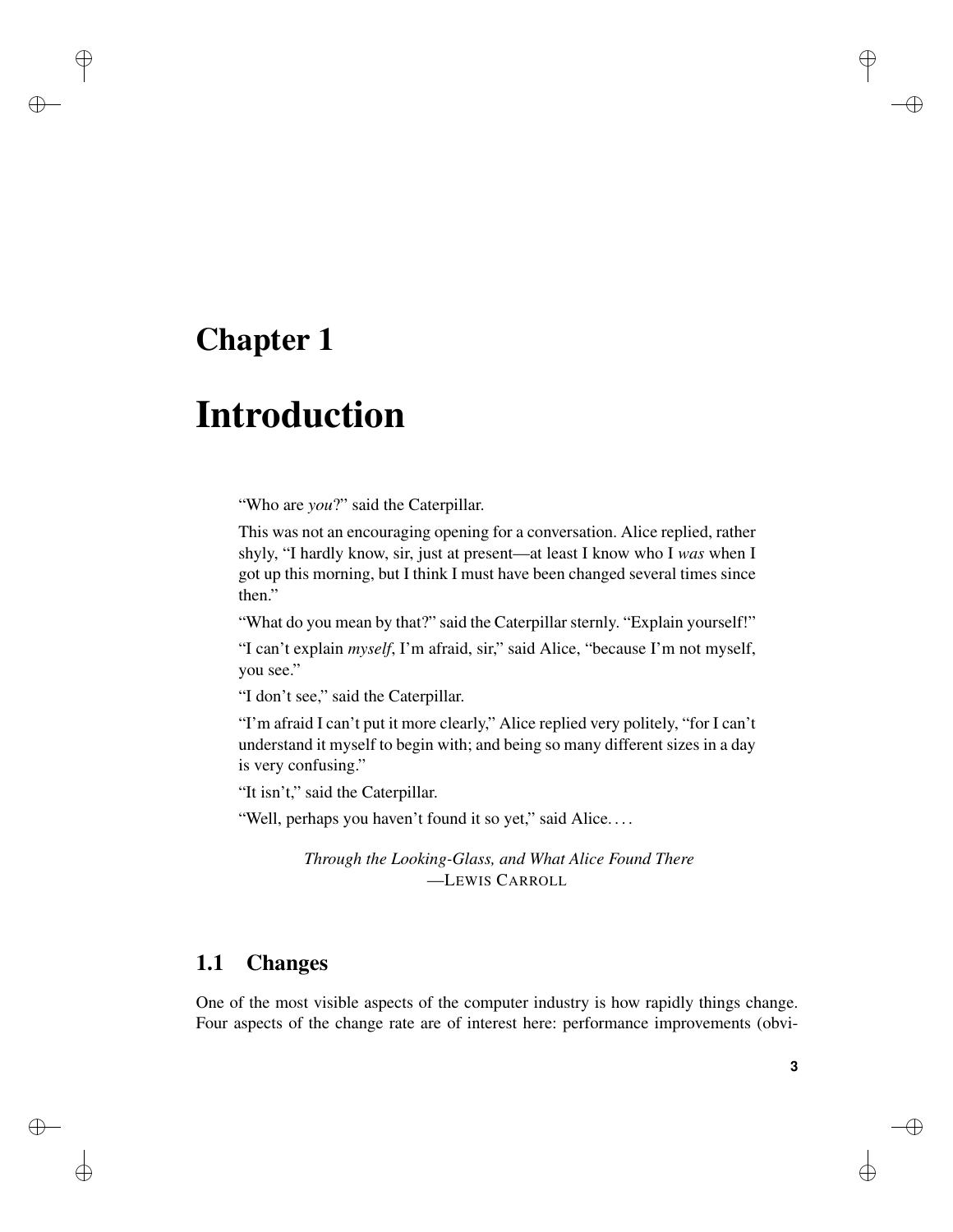# Chapter 1

# Introduction

> "Who are *you*?" said the Caterpillar.
>
> This was not an encouraging opening for a conversation. Alice replied, rather shyly, "I hardly know, sir, just at present—at least I know who I *was* when I got up this morning, but I think I must have been changed several times since then."
>
> "What do you mean by that?" said the Caterpillar sternly. "Explain yourself!"
>
> "I can't explain *myself*, I'm afraid, sir," said Alice, "because I'm not myself, you see."
>
> "I don't see," said the Caterpillar.
>
> "I'm afraid I can't put it more clearly," Alice replied very politely, "for I can't understand it myself to begin with; and being so many different sizes in a day is very confusing."
>
> "It isn't," said the Caterpillar.
>
> "Well, perhaps you haven't found it so yet," said Alice. . . .
>
> *Through the Looking-Glass, and What Alice Found There*
> —LEWIS CARROLL

## 1.1 Changes

One of the most visible aspects of the computer industry is how rapidly things change. Four aspects of the change rate are of interest here: performance improvements (obvi-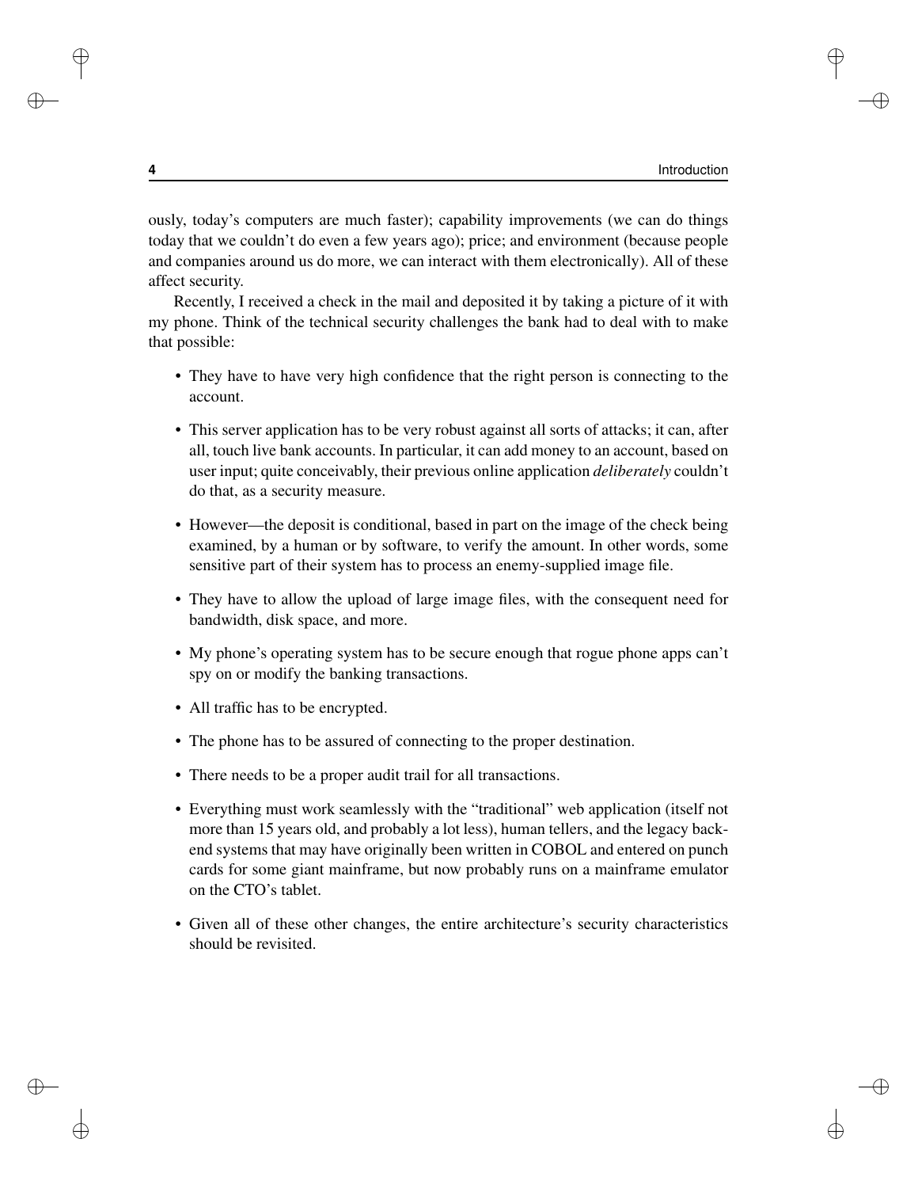ously, today's computers are much faster); capability improvements (we can do things today that we couldn't do even a few years ago); price; and environment (because people and companies around us do more, we can interact with them electronically). All of these affect security.

Recently, I received a check in the mail and deposited it by taking a picture of it with my phone. Think of the technical security challenges the bank had to deal with to make that possible:

- They have to have very high confidence that the right person is connecting to the account.
- This server application has to be very robust against all sorts of attacks; it can, after all, touch live bank accounts. In particular, it can add money to an account, based on user input; quite conceivably, their previous online application *deliberately* couldn't do that, as a security measure.
- However—the deposit is conditional, based in part on the image of the check being examined, by a human or by software, to verify the amount. In other words, some sensitive part of their system has to process an enemy-supplied image file.
- They have to allow the upload of large image files, with the consequent need for bandwidth, disk space, and more.
- My phone's operating system has to be secure enough that rogue phone apps can't spy on or modify the banking transactions.
- All traffic has to be encrypted.
- The phone has to be assured of connecting to the proper destination.
- There needs to be a proper audit trail for all transactions.
- Everything must work seamlessly with the "traditional" web application (itself not more than 15 years old, and probably a lot less), human tellers, and the legacy back-end systems that may have originally been written in COBOL and entered on punch cards for some giant mainframe, but now probably runs on a mainframe emulator on the CTO's tablet.
- Given all of these other changes, the entire architecture's security characteristics should be revisited.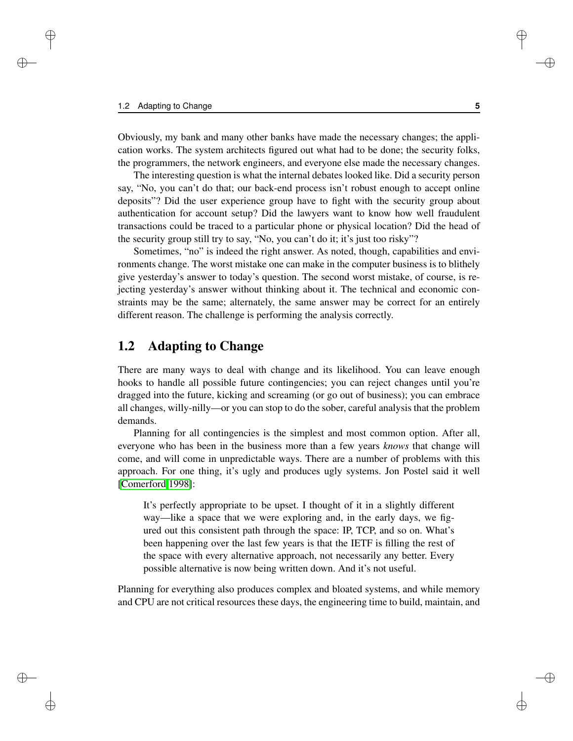Obviously, my bank and many other banks have made the necessary changes; the application works. The system architects figured out what had to be done; the security folks, the programmers, the network engineers, and everyone else made the necessary changes.

The interesting question is what the internal debates looked like. Did a security person say, "No, you can't do that; our back-end process isn't robust enough to accept online deposits"? Did the user experience group have to fight with the security group about authentication for account setup? Did the lawyers want to know how well fraudulent transactions could be traced to a particular phone or physical location? Did the head of the security group still try to say, "No, you can't do it; it's just too risky"?

Sometimes, "no" is indeed the right answer. As noted, though, capabilities and environments change. The worst mistake one can make in the computer business is to blithely give yesterday's answer to today's question. The second worst mistake, of course, is rejecting yesterday's answer without thinking about it. The technical and economic constraints may be the same; alternately, the same answer may be correct for an entirely different reason. The challenge is performing the analysis correctly.

## 1.2 Adapting to Change

There are many ways to deal with change and its likelihood. You can leave enough hooks to handle all possible future contingencies; you can reject changes until you're dragged into the future, kicking and screaming (or go out of business); you can embrace all changes, willy-nilly—or you can stop to do the sober, careful analysis that the problem demands.

Planning for all contingencies is the simplest and most common option. After all, everyone who has been in the business more than a few years *knows* that change will come, and will come in unpredictable ways. There are a number of problems with this approach. For one thing, it's ugly and produces ugly systems. Jon Postel said it well [Comerford 1998]:

> It's perfectly appropriate to be upset. I thought of it in a slightly different way—like a space that we were exploring and, in the early days, we figured out this consistent path through the space: IP, TCP, and so on. What's been happening over the last few years is that the IETF is filling the rest of the space with every alternative approach, not necessarily any better. Every possible alternative is now being written down. And it's not useful.

Planning for everything also produces complex and bloated systems, and while memory and CPU are not critical resources these days, the engineering time to build, maintain, and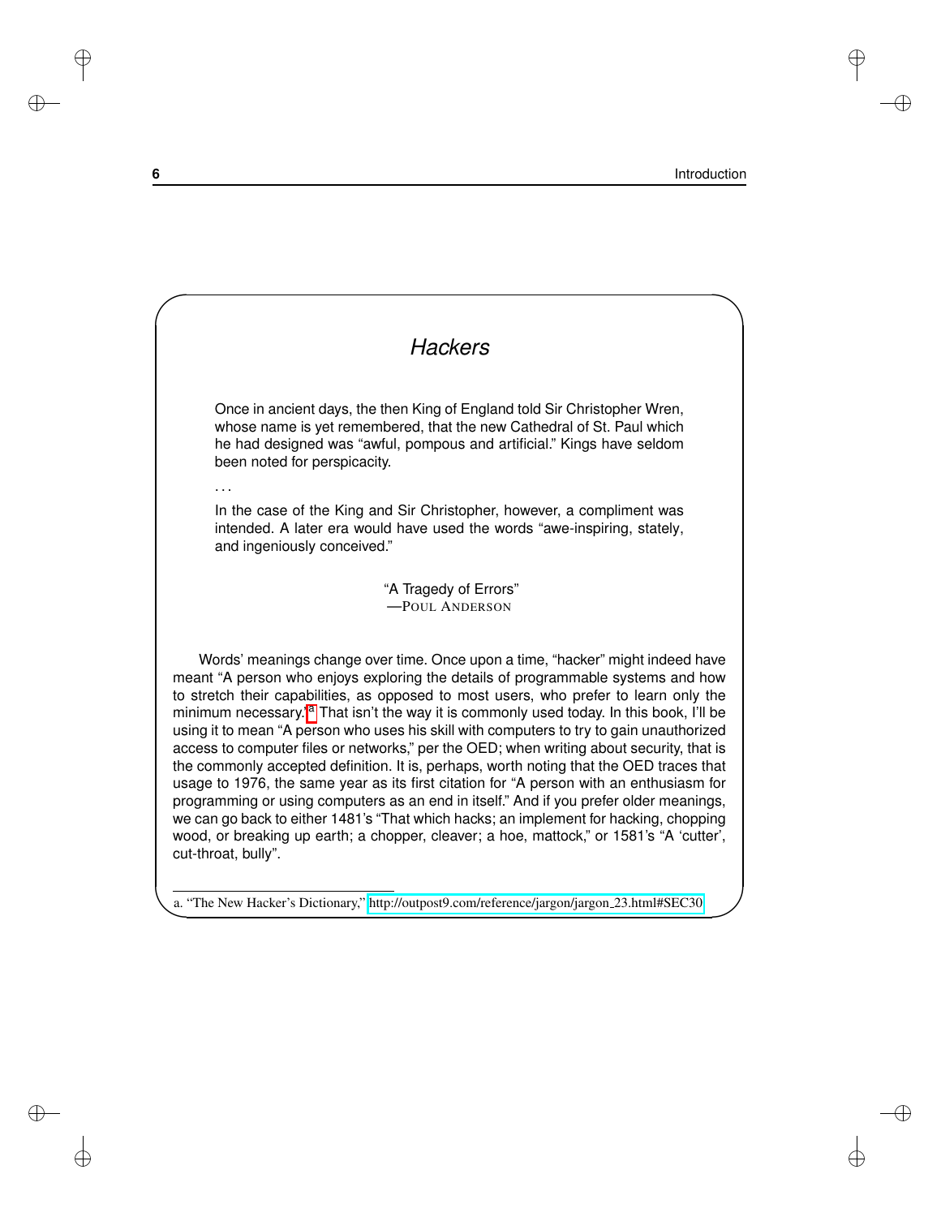### *Hackers*

> Once in ancient days, the then King of England told Sir Christopher Wren, whose name is yet remembered, that the new Cathedral of St. Paul which he had designed was "awful, pompous and artificial." Kings have seldom been noted for perspicacity.
>
> . . .
>
> In the case of the King and Sir Christopher, however, a compliment was intended. A later era would have used the words "awe-inspiring, stately, and ingeniously conceived."
>
> "A Tragedy of Errors"
> —POUL ANDERSON

Words' meanings change over time. Once upon a time, "hacker" might indeed have meant "A person who enjoys exploring the details of programmable systems and how to stretch their capabilities, as opposed to most users, who prefer to learn only the minimum necessary."[a] That isn't the way it is commonly used today. In this book, I'll be using it to mean "A person who uses his skill with computers to try to gain unauthorized access to computer files or networks," per the OED; when writing about security, that is the commonly accepted definition. It is, perhaps, worth noting that the OED traces that usage to 1976, the same year as its first citation for "A person with an enthusiasm for programming or using computers as an end in itself." And if you prefer older meanings, we can go back to either 1481's "That which hacks; an implement for hacking, chopping wood, or breaking up earth; a chopper, cleaver; a hoe, mattock," or 1581's "A 'cutter', cut-throat, bully".

a. "The New Hacker's Dictionary," http://outpost9.com/reference/jargon/jargon_23.html#SEC30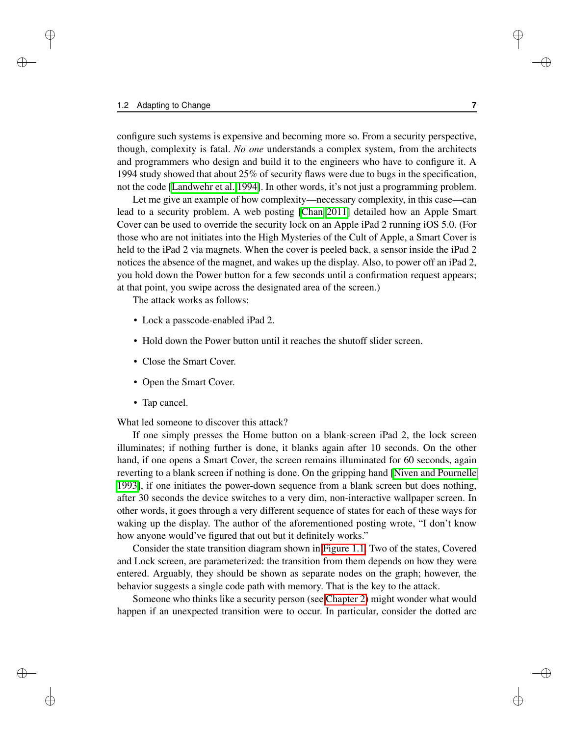configure such systems is expensive and becoming more so. From a security perspective, though, complexity is fatal. *No one* understands a complex system, from the architects and programmers who design and build it to the engineers who have to configure it. A 1994 study showed that about 25% of security flaws were due to bugs in the specification, not the code [Landwehr et al. 1994]. In other words, it's not just a programming problem.

Let me give an example of how complexity—necessary complexity, in this case—can lead to a security problem. A web posting [Chan 2011] detailed how an Apple Smart Cover can be used to override the security lock on an Apple iPad 2 running iOS 5.0. (For those who are not initiates into the High Mysteries of the Cult of Apple, a Smart Cover is held to the iPad 2 via magnets. When the cover is peeled back, a sensor inside the iPad 2 notices the absence of the magnet, and wakes up the display. Also, to power off an iPad 2, you hold down the Power button for a few seconds until a confirmation request appears; at that point, you swipe across the designated area of the screen.)

The attack works as follows:

- Lock a passcode-enabled iPad 2.
- Hold down the Power button until it reaches the shutoff slider screen.
- Close the Smart Cover.
- Open the Smart Cover.
- Tap cancel.

What led someone to discover this attack?

If one simply presses the Home button on a blank-screen iPad 2, the lock screen illuminates; if nothing further is done, it blanks again after 10 seconds. On the other hand, if one opens a Smart Cover, the screen remains illuminated for 60 seconds, again reverting to a blank screen if nothing is done. On the gripping hand [Niven and Pournelle 1993], if one initiates the power-down sequence from a blank screen but does nothing, after 30 seconds the device switches to a very dim, non-interactive wallpaper screen. In other words, it goes through a very different sequence of states for each of these ways for waking up the display. The author of the aforementioned posting wrote, "I don't know how anyone would've figured that out but it definitely works."

Consider the state transition diagram shown in Figure 1.1. Two of the states, Covered and Lock screen, are parameterized: the transition from them depends on how they were entered. Arguably, they should be shown as separate nodes on the graph; however, the behavior suggests a single code path with memory. That is the key to the attack.

Someone who thinks like a security person (see Chapter 2) might wonder what would happen if an unexpected transition were to occur. In particular, consider the dotted arc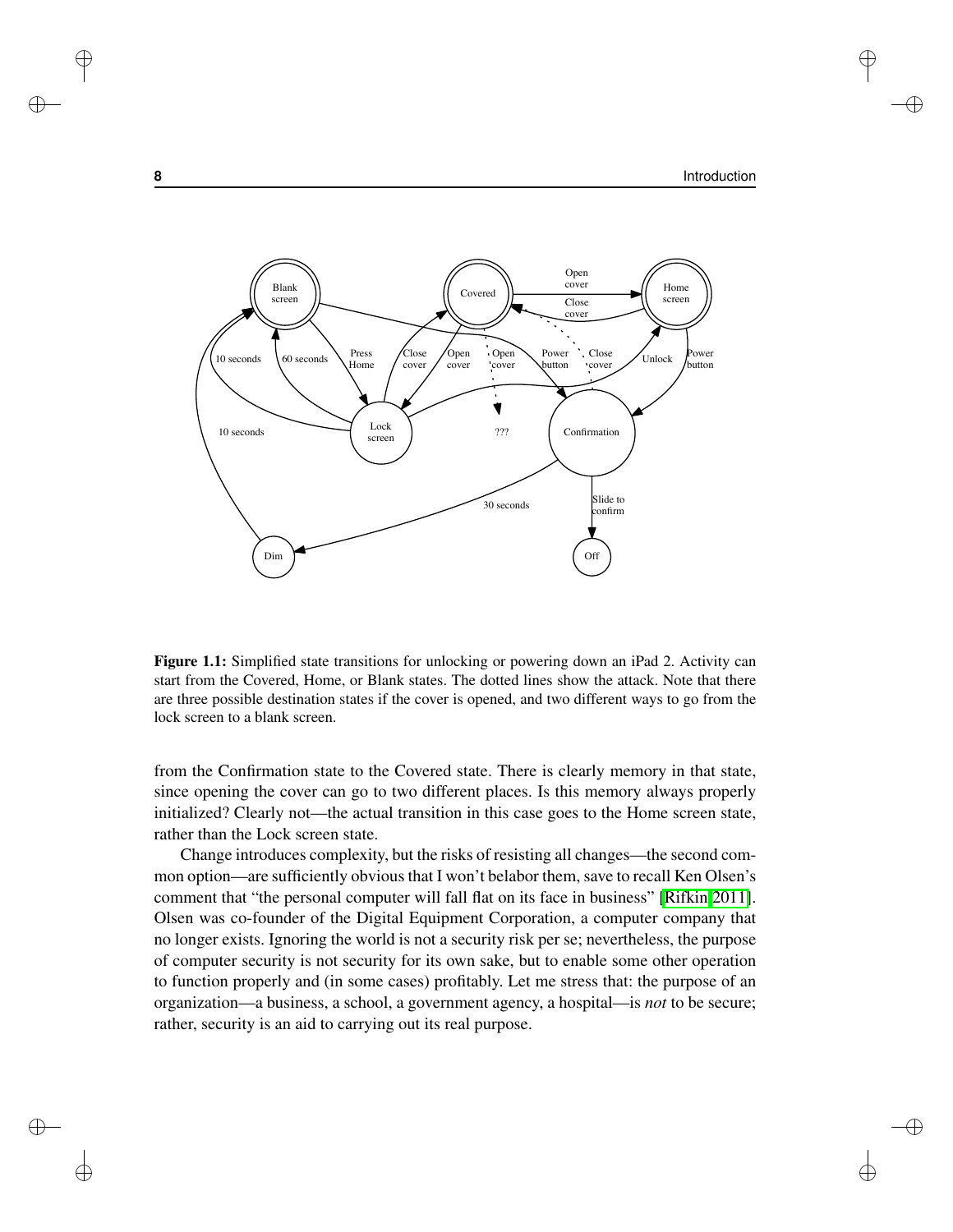**Figure 1.1:** Simplified state transitions for unlocking or powering down an iPad 2. Activity can start from the Covered, Home, or Blank states. The dotted lines show the attack. Note that there are three possible destination states if the cover is opened, and two different ways to go from the lock screen to a blank screen.

from the Confirmation state to the Covered state. There is clearly memory in that state, since opening the cover can go to two different places. Is this memory always properly initialized? Clearly not—the actual transition in this case goes to the Home screen state, rather than the Lock screen state.

Change introduces complexity, but the risks of resisting all changes—the second common option—are sufficiently obvious that I won't belabor them, save to recall Ken Olsen's comment that "the personal computer will fall flat on its face in business" [Rifkin 2011]. Olsen was co-founder of the Digital Equipment Corporation, a computer company that no longer exists. Ignoring the world is not a security risk per se; nevertheless, the purpose of computer security is not security for its own sake, but to enable some other operation to function properly and (in some cases) profitably. Let me stress that: the purpose of an organization—a business, a school, a government agency, a hospital—is *not* to be secure; rather, security is an aid to carrying out its real purpose.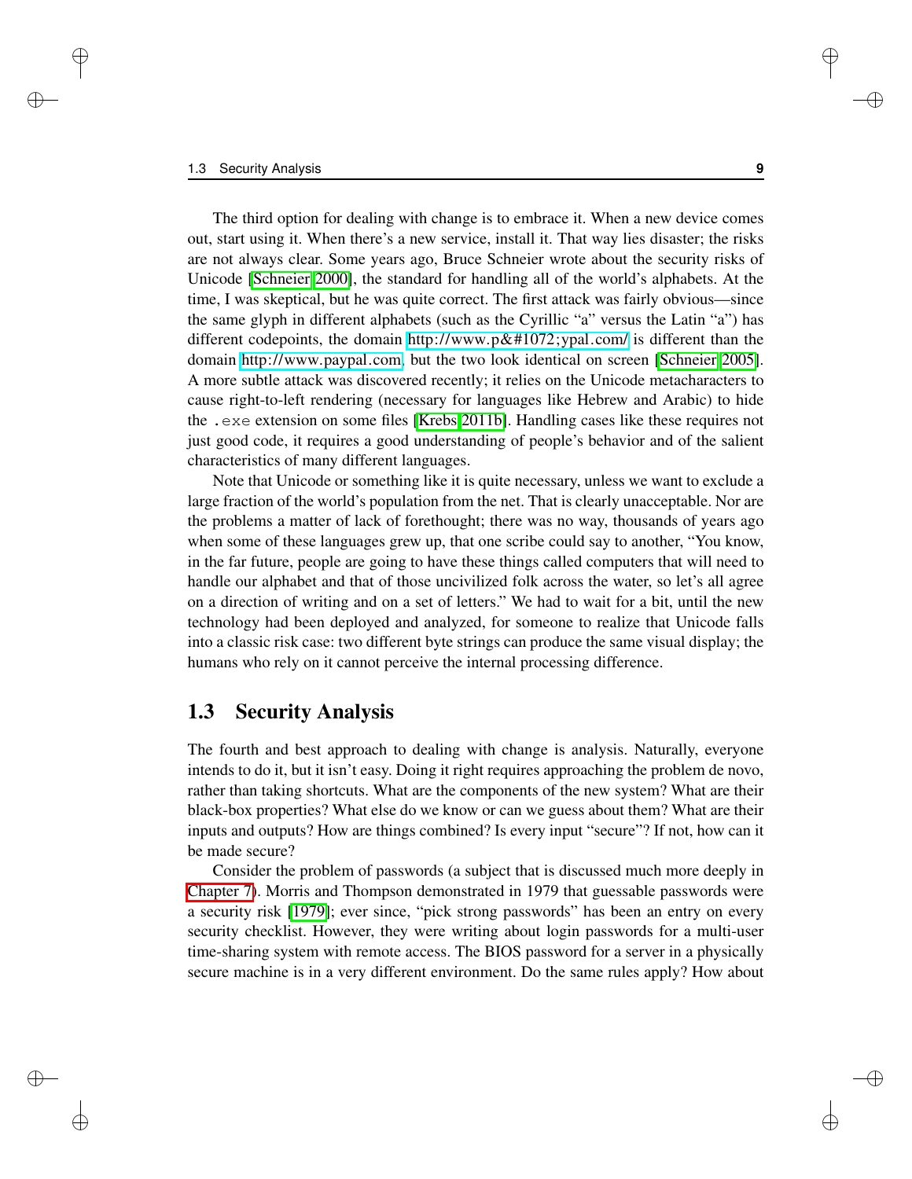The third option for dealing with change is to embrace it. When a new device comes out, start using it. When there's a new service, install it. That way lies disaster; the risks are not always clear. Some years ago, Bruce Schneier wrote about the security risks of Unicode [Schneier 2000], the standard for handling all of the world's alphabets. At the time, I was skeptical, but he was quite correct. The first attack was fairly obvious—since the same glyph in different alphabets (such as the Cyrillic "a" versus the Latin "a") has different codepoints, the domain http://www.p&#1072;ypal.com/ is different than the domain http://www.paypal.com, but the two look identical on screen [Schneier 2005]. A more subtle attack was discovered recently; it relies on the Unicode metacharacters to cause right-to-left rendering (necessary for languages like Hebrew and Arabic) to hide the `.exe` extension on some files [Krebs 2011b]. Handling cases like these requires not just good code, it requires a good understanding of people's behavior and of the salient characteristics of many different languages.

Note that Unicode or something like it is quite necessary, unless we want to exclude a large fraction of the world's population from the net. That is clearly unacceptable. Nor are the problems a matter of lack of forethought; there was no way, thousands of years ago when some of these languages grew up, that one scribe could say to another, "You know, in the far future, people are going to have these things called computers that will need to handle our alphabet and that of those uncivilized folk across the water, so let's all agree on a direction of writing and on a set of letters." We had to wait for a bit, until the new technology had been deployed and analyzed, for someone to realize that Unicode falls into a classic risk case: two different byte strings can produce the same visual display; the humans who rely on it cannot perceive the internal processing difference.

## 1.3 Security Analysis

The fourth and best approach to dealing with change is analysis. Naturally, everyone intends to do it, but it isn't easy. Doing it right requires approaching the problem de novo, rather than taking shortcuts. What are the components of the new system? What are their black-box properties? What else do we know or can we guess about them? What are their inputs and outputs? How are things combined? Is every input "secure"? If not, how can it be made secure?

Consider the problem of passwords (a subject that is discussed much more deeply in Chapter 7). Morris and Thompson demonstrated in 1979 that guessable passwords were a security risk [1979]; ever since, "pick strong passwords" has been an entry on every security checklist. However, they were writing about login passwords for a multi-user time-sharing system with remote access. The BIOS password for a server in a physically secure machine is in a very different environment. Do the same rules apply? How about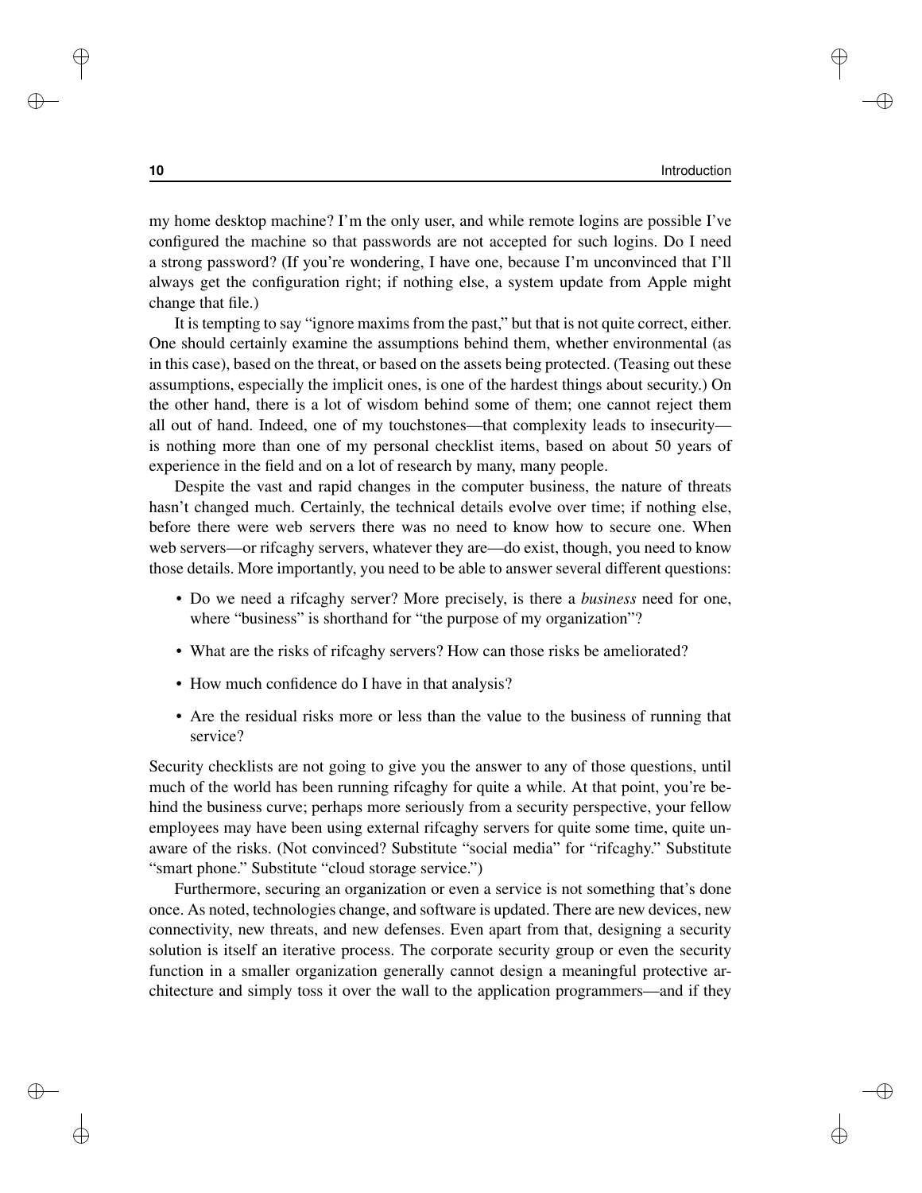my home desktop machine? I'm the only user, and while remote logins are possible I've configured the machine so that passwords are not accepted for such logins. Do I need a strong password? (If you're wondering, I have one, because I'm unconvinced that I'll always get the configuration right; if nothing else, a system update from Apple might change that file.)

It is tempting to say "ignore maxims from the past," but that is not quite correct, either. One should certainly examine the assumptions behind them, whether environmental (as in this case), based on the threat, or based on the assets being protected. (Teasing out these assumptions, especially the implicit ones, is one of the hardest things about security.) On the other hand, there is a lot of wisdom behind some of them; one cannot reject them all out of hand. Indeed, one of my touchstones—that complexity leads to insecurity—is nothing more than one of my personal checklist items, based on about 50 years of experience in the field and on a lot of research by many, many people.

Despite the vast and rapid changes in the computer business, the nature of threats hasn't changed much. Certainly, the technical details evolve over time; if nothing else, before there were web servers there was no need to know how to secure one. When web servers—or rifcaghy servers, whatever they are—do exist, though, you need to know those details. More importantly, you need to be able to answer several different questions:

- Do we need a rifcaghy server? More precisely, is there a *business* need for one, where "business" is shorthand for "the purpose of my organization"?
- What are the risks of rifcaghy servers? How can those risks be ameliorated?
- How much confidence do I have in that analysis?
- Are the residual risks more or less than the value to the business of running that service?

Security checklists are not going to give you the answer to any of those questions, until much of the world has been running rifcaghy for quite a while. At that point, you're behind the business curve; perhaps more seriously from a security perspective, your fellow employees may have been using external rifcaghy servers for quite some time, quite unaware of the risks. (Not convinced? Substitute "social media" for "rifcaghy." Substitute "smart phone." Substitute "cloud storage service.")

Furthermore, securing an organization or even a service is not something that's done once. As noted, technologies change, and software is updated. There are new devices, new connectivity, new threats, and new defenses. Even apart from that, designing a security solution is itself an iterative process. The corporate security group or even the security function in a smaller organization generally cannot design a meaningful protective architecture and simply toss it over the wall to the application programmers—and if they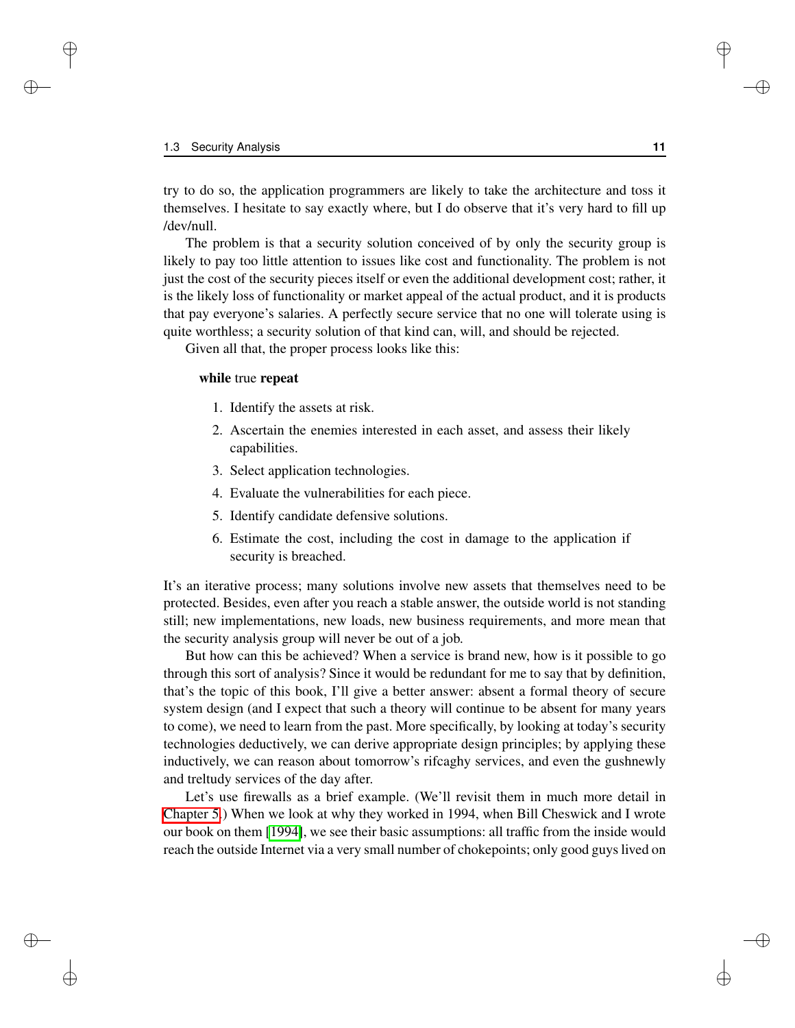try to do so, the application programmers are likely to take the architecture and toss it themselves. I hesitate to say exactly where, but I do observe that it's very hard to fill up /dev/null.

The problem is that a security solution conceived of by only the security group is likely to pay too little attention to issues like cost and functionality. The problem is not just the cost of the security pieces itself or even the additional development cost; rather, it is the likely loss of functionality or market appeal of the actual product, and it is products that pay everyone's salaries. A perfectly secure service that no one will tolerate using is quite worthless; a security solution of that kind can, will, and should be rejected.

Given all that, the proper process looks like this:

**while** true **repeat**

1. Identify the assets at risk.
2. Ascertain the enemies interested in each asset, and assess their likely capabilities.
3. Select application technologies.
4. Evaluate the vulnerabilities for each piece.
5. Identify candidate defensive solutions.
6. Estimate the cost, including the cost in damage to the application if security is breached.

It's an iterative process; many solutions involve new assets that themselves need to be protected. Besides, even after you reach a stable answer, the outside world is not standing still; new implementations, new loads, new business requirements, and more mean that the security analysis group will never be out of a job.

But how can this be achieved? When a service is brand new, how is it possible to go through this sort of analysis? Since it would be redundant for me to say that by definition, that's the topic of this book, I'll give a better answer: absent a formal theory of secure system design (and I expect that such a theory will continue to be absent for many years to come), we need to learn from the past. More specifically, by looking at today's security technologies deductively, we can derive appropriate design principles; by applying these inductively, we can reason about tomorrow's rifcaghy services, and even the gushnewly and treltudy services of the day after.

Let's use firewalls as a brief example. (We'll revisit them in much more detail in Chapter 5.) When we look at why they worked in 1994, when Bill Cheswick and I wrote our book on them [1994], we see their basic assumptions: all traffic from the inside would reach the outside Internet via a very small number of chokepoints; only good guys lived on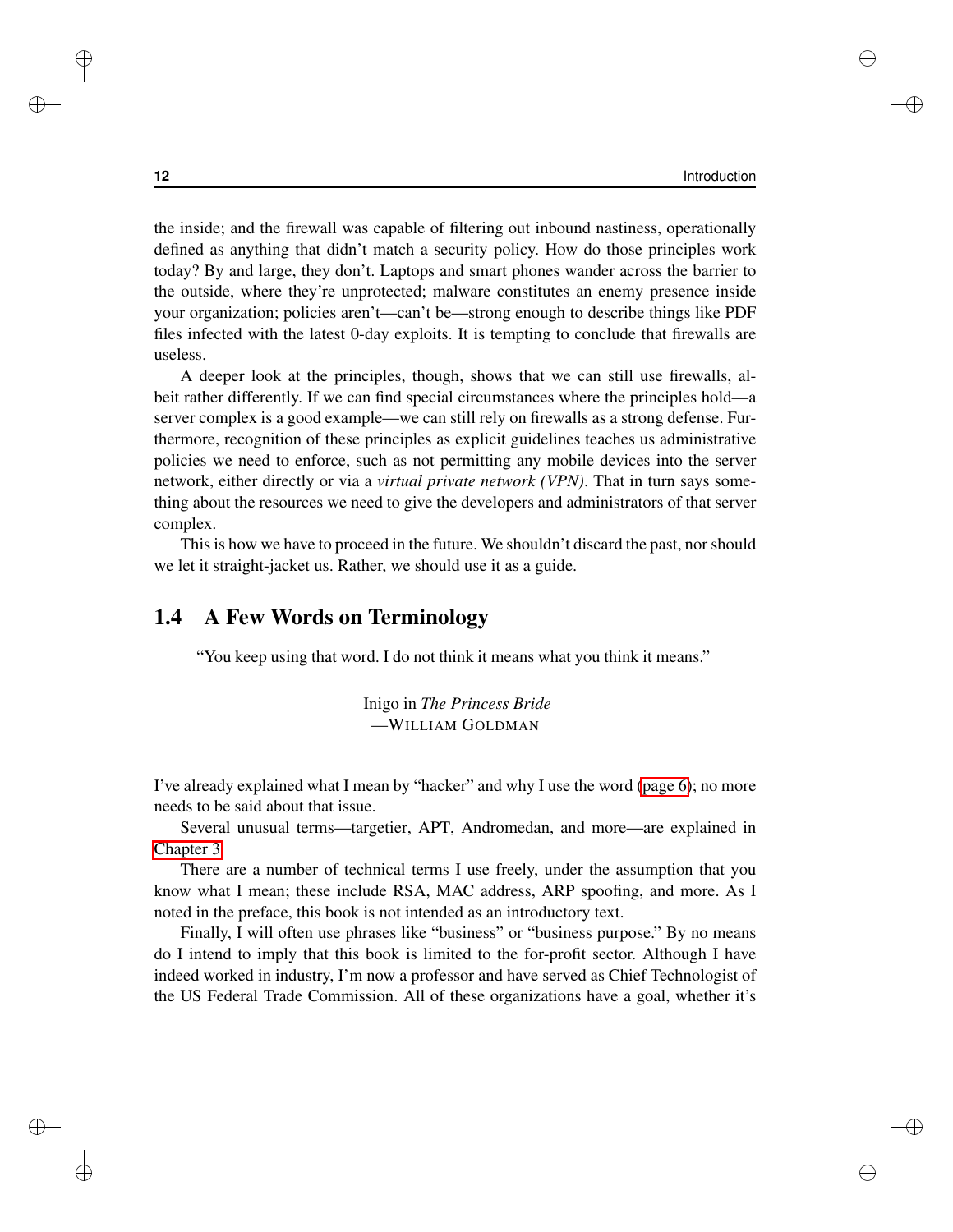the inside; and the firewall was capable of filtering out inbound nastiness, operationally defined as anything that didn't match a security policy. How do those principles work today? By and large, they don't. Laptops and smart phones wander across the barrier to the outside, where they're unprotected; malware constitutes an enemy presence inside your organization; policies aren't—can't be—strong enough to describe things like PDF files infected with the latest 0-day exploits. It is tempting to conclude that firewalls are useless.

A deeper look at the principles, though, shows that we can still use firewalls, albeit rather differently. If we can find special circumstances where the principles hold—a server complex is a good example—we can still rely on firewalls as a strong defense. Furthermore, recognition of these principles as explicit guidelines teaches us administrative policies we need to enforce, such as not permitting any mobile devices into the server network, either directly or via a *virtual private network (VPN)*. That in turn says something about the resources we need to give the developers and administrators of that server complex.

This is how we have to proceed in the future. We shouldn't discard the past, nor should we let it straight-jacket us. Rather, we should use it as a guide.

## 1.4 A Few Words on Terminology

> "You keep using that word. I do not think it means what you think it means."
>
> Inigo in *The Princess Bride*
> —William Goldman

I've already explained what I mean by "hacker" and why I use the word (page 6); no more needs to be said about that issue.

Several unusual terms—targetier, APT, Andromedan, and more—are explained in Chapter 3.

There are a number of technical terms I use freely, under the assumption that you know what I mean; these include RSA, MAC address, ARP spoofing, and more. As I noted in the preface, this book is not intended as an introductory text.

Finally, I will often use phrases like "business" or "business purpose." By no means do I intend to imply that this book is limited to the for-profit sector. Although I have indeed worked in industry, I'm now a professor and have served as Chief Technologist of the US Federal Trade Commission. All of these organizations have a goal, whether it's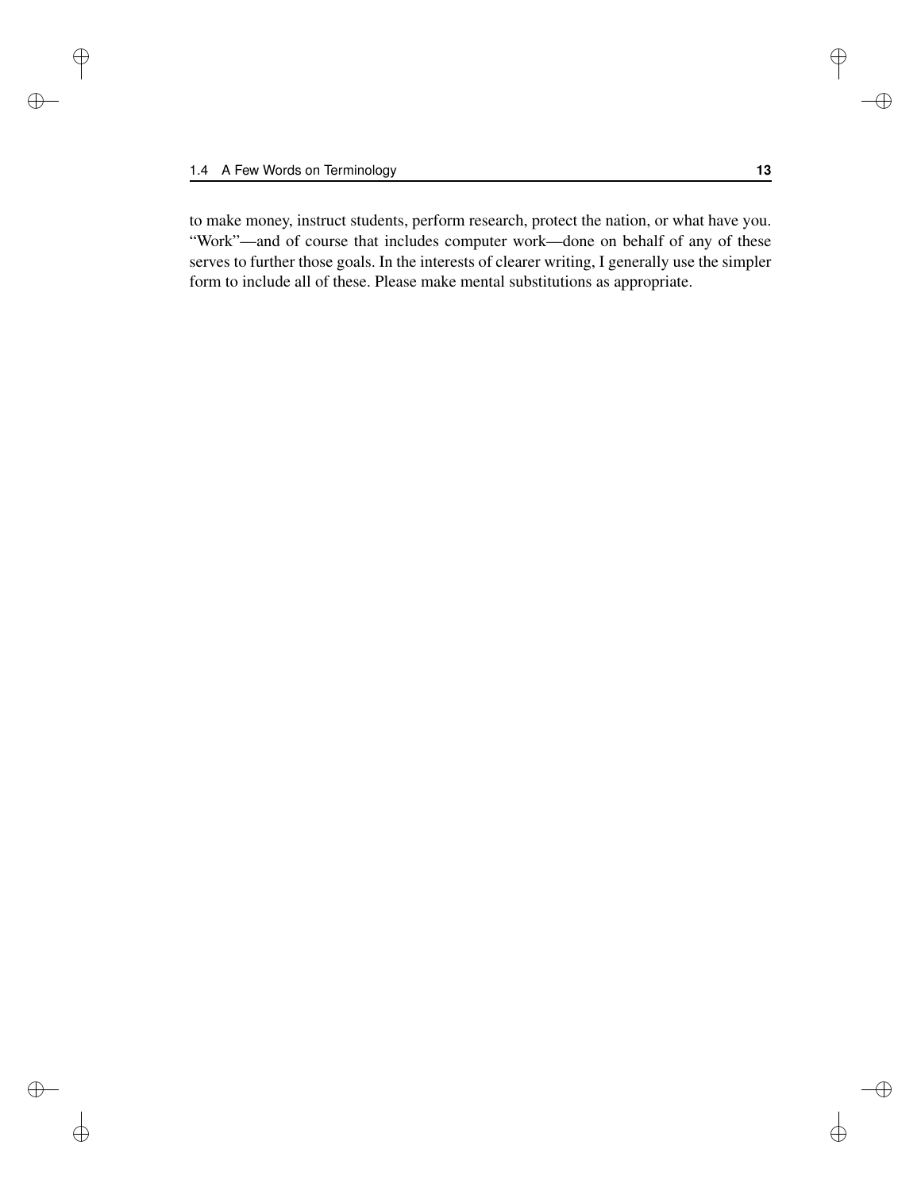to make money, instruct students, perform research, protect the nation, or what have you. "Work"—and of course that includes computer work—done on behalf of any of these serves to further those goals. In the interests of clearer writing, I generally use the simpler form to include all of these. Please make mental substitutions as appropriate.